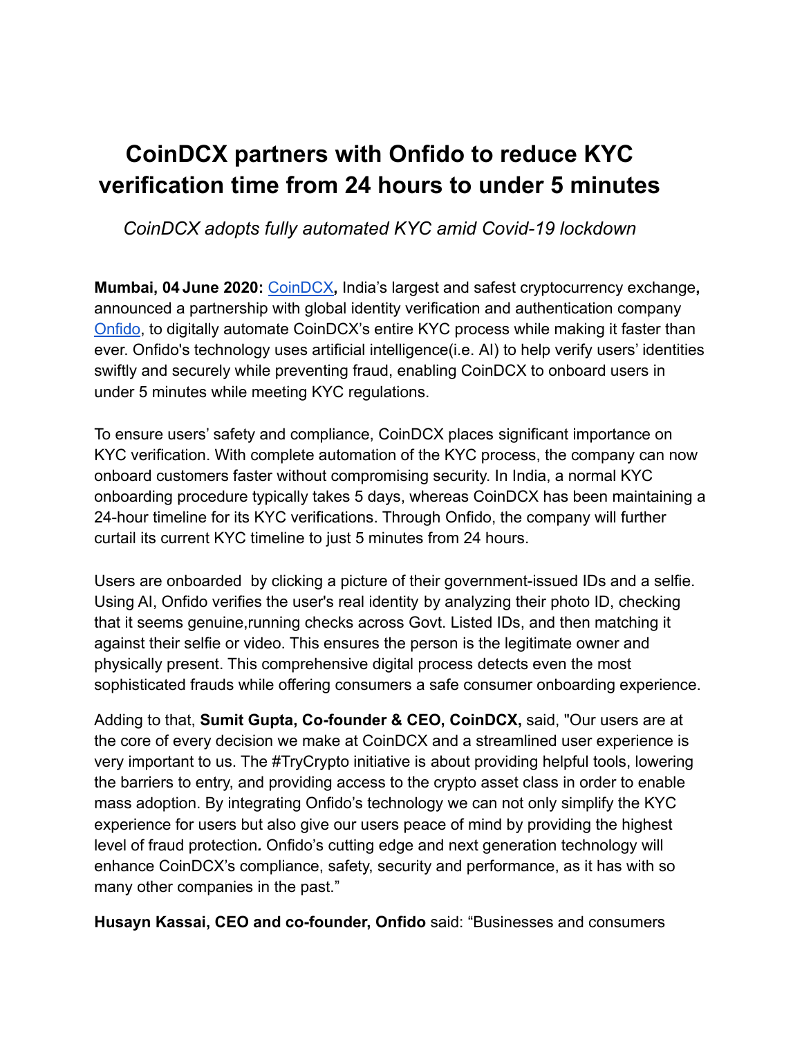# CoinDCX partners with Onfido to reduce KYC verification time from 24 hours to under 5 minutes

*CoinDCX adopts fully automated KYC amid Covid-19 lockdown*

**Mumbai, 04 June 2020:** CoinDCX**,** India's largest and safest cryptocurrency exchange**,** announced a partnership with global identity verification and authentication company Onfido, to digitally automate CoinDCX's entire KYC process while making it faster than ever. Onfido's technology uses artificial intelligence(i.e. AI) to help verify users' identities swiftly and securely while preventing fraud, enabling CoinDCX to onboard users in under 5 minutes while meeting KYC regulations.

To ensure users' safety and compliance, CoinDCX places significant importance on KYC verification. With complete automation of the KYC process, the company can now onboard customers faster without compromising security. In India, a normal KYC onboarding procedure typically takes 5 days, whereas CoinDCX has been maintaining a 24-hour timeline for its KYC verifications. Through Onfido, the company will further curtail its current KYC timeline to just 5 minutes from 24 hours.

Users are onboarded by clicking a picture of their government-issued IDs and a selfie. Using AI, Onfido verifies the user's real identity by analyzing their photo ID, checking that it seems genuine,running checks across Govt. Listed IDs, and then matching it against their selfie or video. This ensures the person is the legitimate owner and physically present. This comprehensive digital process detects even the most sophisticated frauds while offering consumers a safe consumer onboarding experience.

Adding to that, **Sumit Gupta, Co-founder & CEO, CoinDCX,** said, "Our users are at the core of every decision we make at CoinDCX and a streamlined user experience is very important to us. The #TryCrypto initiative is about providing helpful tools, lowering the barriers to entry, and providing access to the crypto asset class in order to enable mass adoption. By integrating Onfido's technology we can not only simplify the KYC experience for users but also give our users peace of mind by providing the highest level of fraud protection. Onfido's cutting edge and next generation technology will enhance CoinDCX's compliance, safety, security and performance, as it has with so many other companies in the past."

**Husayn Kassai, CEO and co-founder, Onfido** said: "Businesses and consumers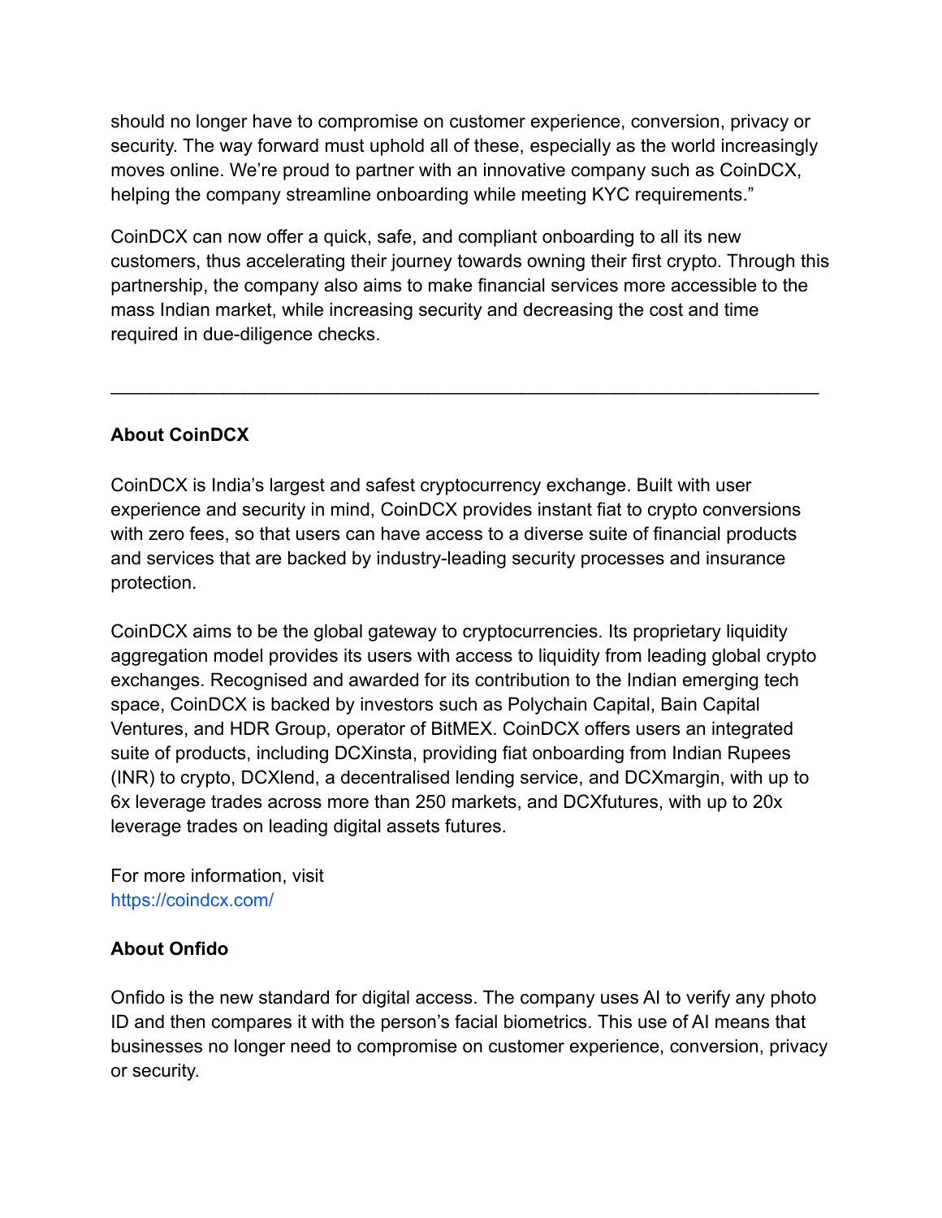should no longer have to compromise on customer experience, conversion, privacy or security. The way forward must uphold all of these, especially as the world increasingly moves online. We're proud to partner with an innovative company such as CoinDCX, helping the company streamline onboarding while meeting KYC requirements."

CoinDCX can now offer a quick, safe, and compliant onboarding to all its new customers, thus accelerating their journey towards owning their first crypto. Through this partnership, the company also aims to make financial services more accessible to the mass Indian market, while increasing security and decreasing the cost and time required in due-diligence checks.

---

**About CoinDCX**

CoinDCX is India's largest and safest cryptocurrency exchange. Built with user experience and security in mind, CoinDCX provides instant fiat to crypto conversions with zero fees, so that users can have access to a diverse suite of financial products and services that are backed by industry-leading security processes and insurance protection.

CoinDCX aims to be the global gateway to cryptocurrencies. Its proprietary liquidity aggregation model provides its users with access to liquidity from leading global crypto exchanges. Recognised and awarded for its contribution to the Indian emerging tech space, CoinDCX is backed by investors such as Polychain Capital, Bain Capital Ventures, and HDR Group, operator of BitMEX. CoinDCX offers users an integrated suite of products, including DCXinsta, providing fiat onboarding from Indian Rupees (INR) to crypto, DCXlend, a decentralised lending service, and DCXmargin, with up to 6x leverage trades across more than 250 markets, and DCXfutures, with up to 20x leverage trades on leading digital assets futures.

For more information, visit
https://coindcx.com/

**About Onfido**

Onfido is the new standard for digital access. The company uses AI to verify any photo ID and then compares it with the person's facial biometrics. This use of AI means that businesses no longer need to compromise on customer experience, conversion, privacy or security.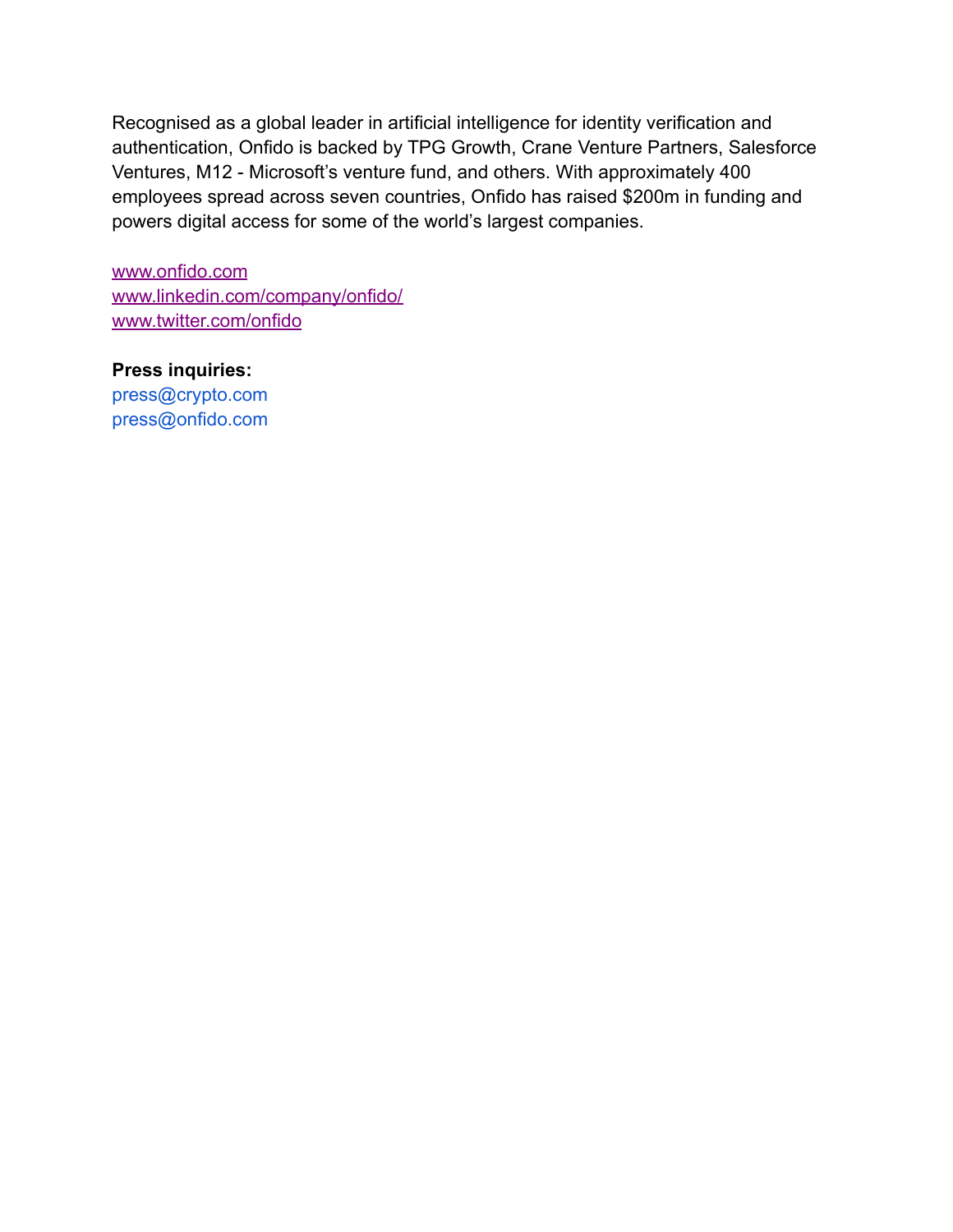Recognised as a global leader in artificial intelligence for identity verification and authentication, Onfido is backed by TPG Growth, Crane Venture Partners, Salesforce Ventures, M12 - Microsoft's venture fund, and others. With approximately 400 employees spread across seven countries, Onfido has raised $200m in funding and powers digital access for some of the world's largest companies.

www.onfido.com
www.linkedin.com/company/onfido/
www.twitter.com/onfido

**Press inquiries:**
press@crypto.com
press@onfido.com